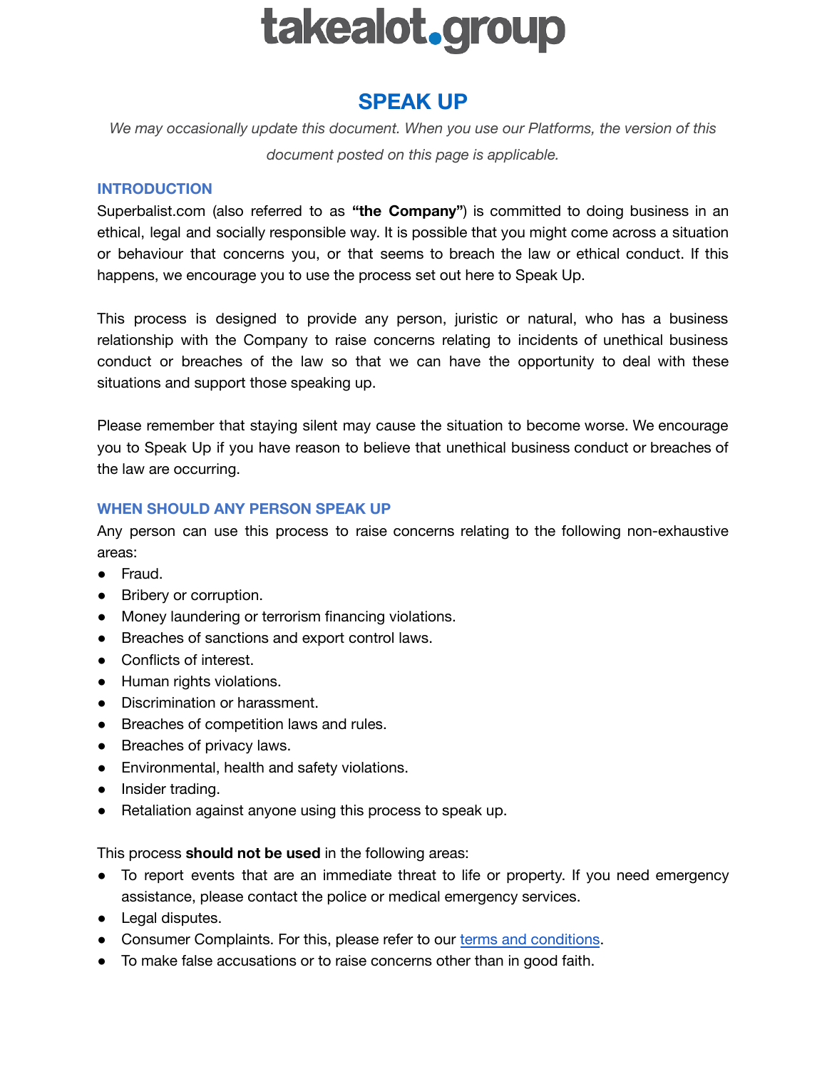# takealot.group

## SPEAK UP

*We may occasionally update this document. When you use our Platforms, the version of this document posted on this page is applicable.*

### INTRODUCTION

Superbalist.com (also referred to as **"the Company"**) is committed to doing business in an ethical, legal and socially responsible way. It is possible that you might come across a situation or behaviour that concerns you, or that seems to breach the law or ethical conduct. If this happens, we encourage you to use the process set out here to Speak Up.

This process is designed to provide any person, juristic or natural, who has a business relationship with the Company to raise concerns relating to incidents of unethical business conduct or breaches of the law so that we can have the opportunity to deal with these situations and support those speaking up.

Please remember that staying silent may cause the situation to become worse. We encourage you to Speak Up if you have reason to believe that unethical business conduct or breaches of the law are occurring.

### WHEN SHOULD ANY PERSON SPEAK UP

Any person can use this process to raise concerns relating to the following non-exhaustive areas:

- Fraud.
- Bribery or corruption.
- Money laundering or terrorism financing violations.
- Breaches of sanctions and export control laws.
- Conflicts of interest.
- Human rights violations.
- Discrimination or harassment.
- Breaches of competition laws and rules.
- Breaches of privacy laws.
- Environmental, health and safety violations.
- Insider trading.
- Retaliation against anyone using this process to speak up.

This process **should not be used** in the following areas:

- To report events that are an immediate threat to life or property. If you need emergency assistance, please contact the police or medical emergency services.
- Legal disputes.
- Consumer Complaints. For this, please refer to our terms and conditions.
- To make false accusations or to raise concerns other than in good faith.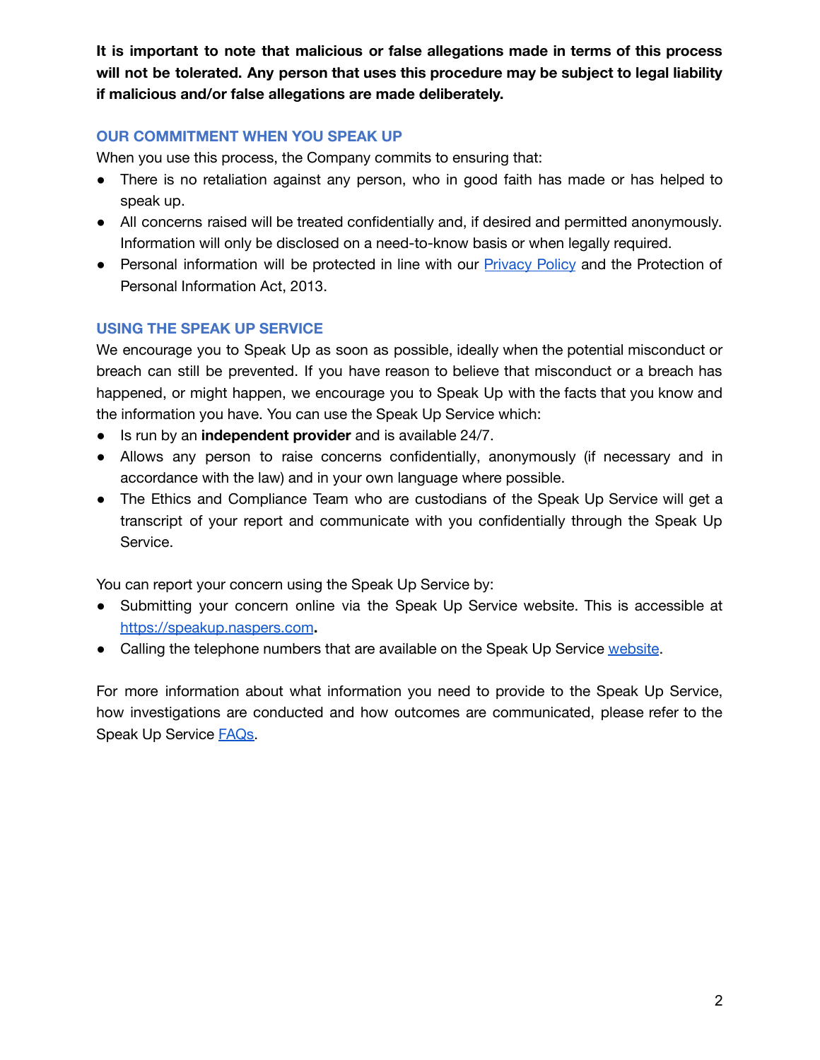**It is important to note that malicious or false allegations made in terms of this process will not be tolerated. Any person that uses this procedure may be subject to legal liability if malicious and/or false allegations are made deliberately.**

## OUR COMMITMENT WHEN YOU SPEAK UP

When you use this process, the Company commits to ensuring that:

- There is no retaliation against any person, who in good faith has made or has helped to speak up.
- All concerns raised will be treated confidentially and, if desired and permitted anonymously. Information will only be disclosed on a need-to-know basis or when legally required.
- Personal information will be protected in line with our [Privacy Policy]() and the Protection of Personal Information Act, 2013.

## USING THE SPEAK UP SERVICE

We encourage you to Speak Up as soon as possible, ideally when the potential misconduct or breach can still be prevented. If you have reason to believe that misconduct or a breach has happened, or might happen, we encourage you to Speak Up with the facts that you know and the information you have. You can use the Speak Up Service which:

- Is run by an **independent provider** and is available 24/7.
- Allows any person to raise concerns confidentially, anonymously (if necessary and in accordance with the law) and in your own language where possible.
- The Ethics and Compliance Team who are custodians of the Speak Up Service will get a transcript of your report and communicate with you confidentially through the Speak Up Service.

You can report your concern using the Speak Up Service by:

- Submitting your concern online via the Speak Up Service website. This is accessible at [https://speakup.naspers.com](https://speakup.naspers.com)**.**
- Calling the telephone numbers that are available on the Speak Up Service [website]().

For more information about what information you need to provide to the Speak Up Service, how investigations are conducted and how outcomes are communicated, please refer to the Speak Up Service [FAQs]().